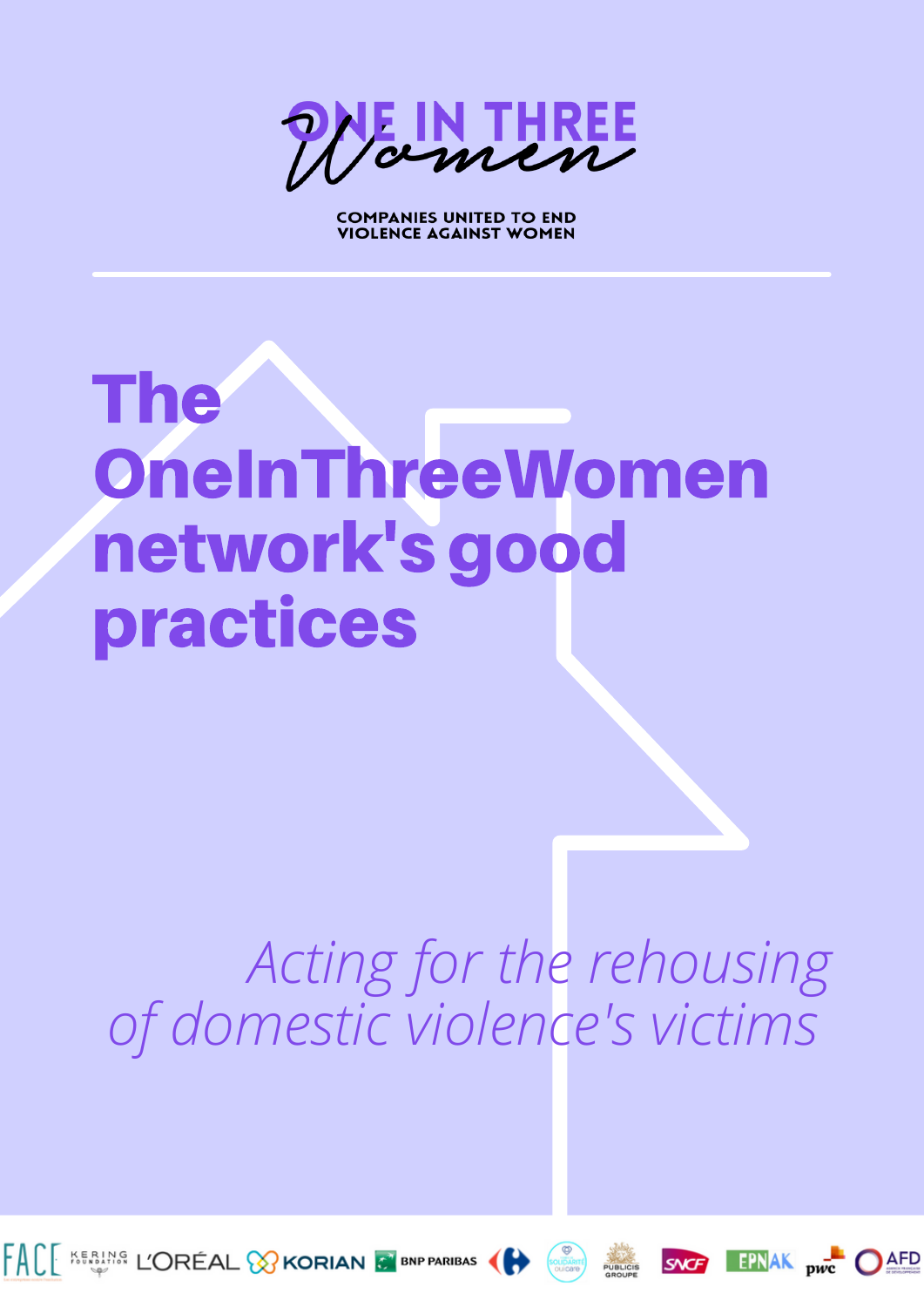ONE IN THREE Women

COMPANIES UNITED TO END VIOLENCE AGAINST WOMEN

# The OneInThreeWomen network's good practices

*Acting for the rehousing of domestic violence's victims*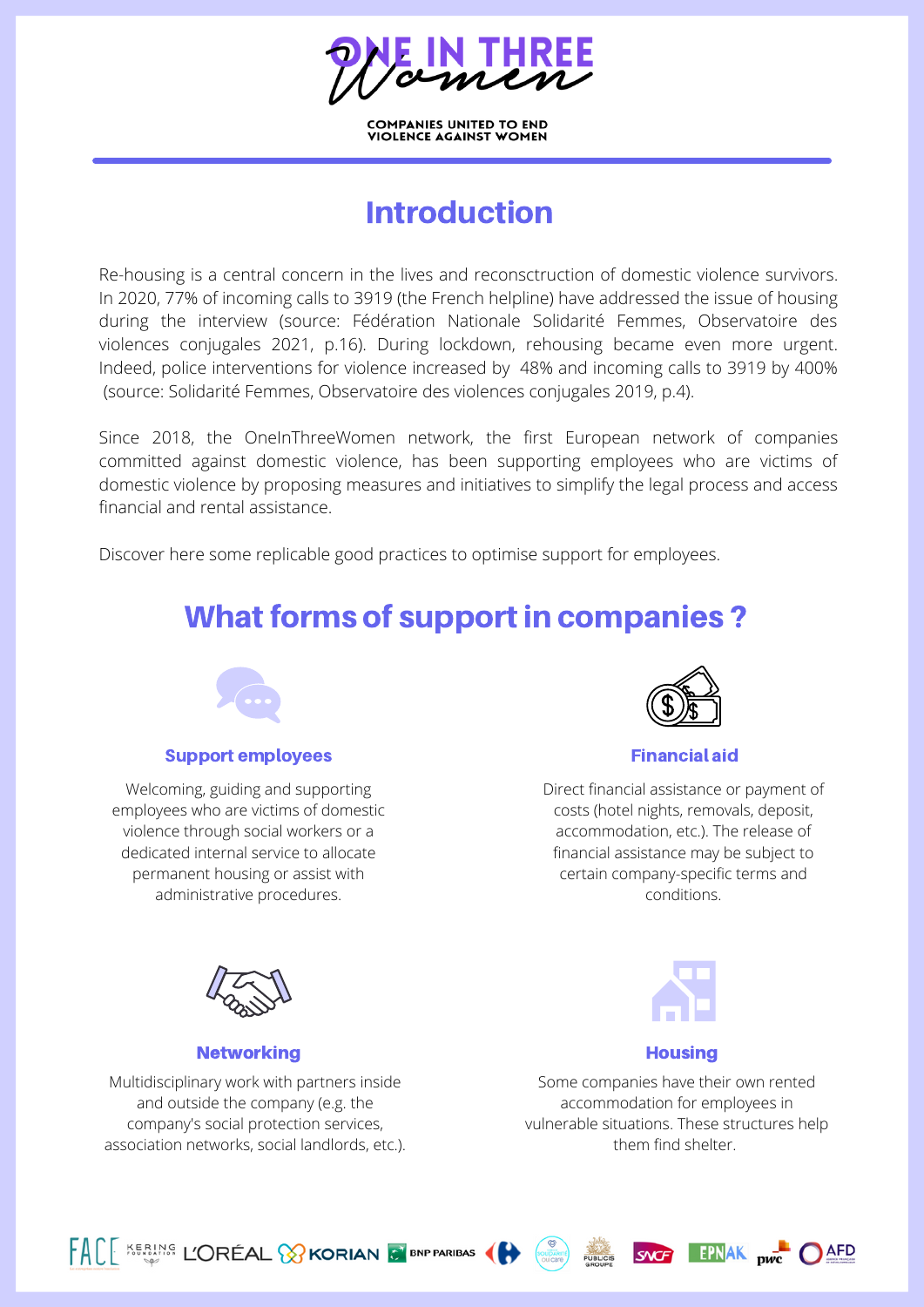# ONE IN THREE Women

COMPANIES UNITED TO END VIOLENCE AGAINST WOMEN

## Introduction

Re-housing is a central concern in the lives and reconsctruction of domestic violence survivors. In 2020, 77% of incoming calls to 3919 (the French helpline) have addressed the issue of housing during the interview (source: Fédération Nationale Solidarité Femmes, Observatoire des violences conjugales 2021, p.16). During lockdown, rehousing became even more urgent. Indeed, police interventions for violence increased by 48% and incoming calls to 3919 by 400% (source: Solidarité Femmes, Observatoire des violences conjugales 2019, p.4).

Since 2018, the OneInThreeWomen network, the first European network of companies committed against domestic violence, has been supporting employees who are victims of domestic violence by proposing measures and initiatives to simplify the legal process and access financial and rental assistance.

Discover here some replicable good practices to optimise support for employees.

## What forms of support in companies ?

### Support employees

Welcoming, guiding and supporting employees who are victims of domestic violence through social workers or a dedicated internal service to allocate permanent housing or assist with administrative procedures.

### Financial aid

Direct financial assistance or payment of costs (hotel nights, removals, deposit, accommodation, etc.). The release of financial assistance may be subject to certain company-specific terms and conditions.

### Networking

Multidisciplinary work with partners inside and outside the company (e.g. the company's social protection services, association networks, social landlords, etc.).

### Housing

Some companies have their own rented accommodation for employees in vulnerable situations. These structures help them find shelter.

FACE · KERING FOUNDATION · L'ORÉAL · KORIAN · BNP PARIBAS · Carrefour · Solidarité Sodexo · PUBLICIS GROUPE · SNCF · EPNAK · pwc · AFD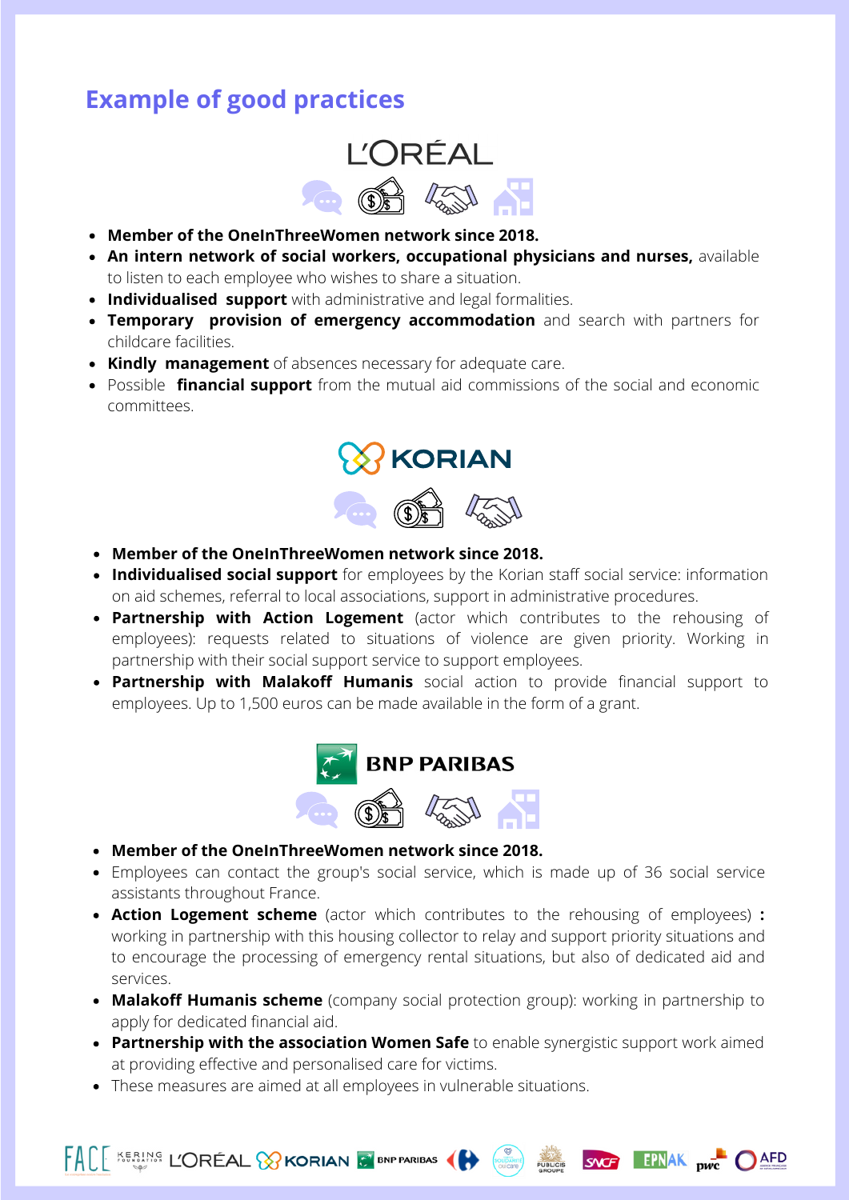# Example of good practices

## L'ORÉAL

- **Member of the OneInThreeWomen network since 2018.**
- **An intern network of social workers, occupational physicians and nurses,** available to listen to each employee who wishes to share a situation.
- **Individualised support** with administrative and legal formalities.
- **Temporary provision of emergency accommodation** and search with partners for childcare facilities.
- **Kindly management** of absences necessary for adequate care.
- Possible **financial support** from the mutual aid commissions of the social and economic committees.

## KORIAN

- **Member of the OneInThreeWomen network since 2018.**
- **Individualised social support** for employees by the Korian staff social service: information on aid schemes, referral to local associations, support in administrative procedures.
- **Partnership with Action Logement** (actor which contributes to the rehousing of employees): requests related to situations of violence are given priority. Working in partnership with their social support service to support employees.
- **Partnership with Malakoff Humanis** social action to provide financial support to employees. Up to 1,500 euros can be made available in the form of a grant.

## BNP PARIBAS

- **Member of the OneInThreeWomen network since 2018.**
- Employees can contact the group's social service, which is made up of 36 social service assistants throughout France.
- **Action Logement scheme** (actor which contributes to the rehousing of employees) **:** working in partnership with this housing collector to relay and support priority situations and to encourage the processing of emergency rental situations, but also of dedicated aid and services.
- **Malakoff Humanis scheme** (company social protection group): working in partnership to apply for dedicated financial aid.
- **Partnership with the association Women Safe** to enable synergistic support work aimed at providing effective and personalised care for victims.
- These measures are aimed at all employees in vulnerable situations.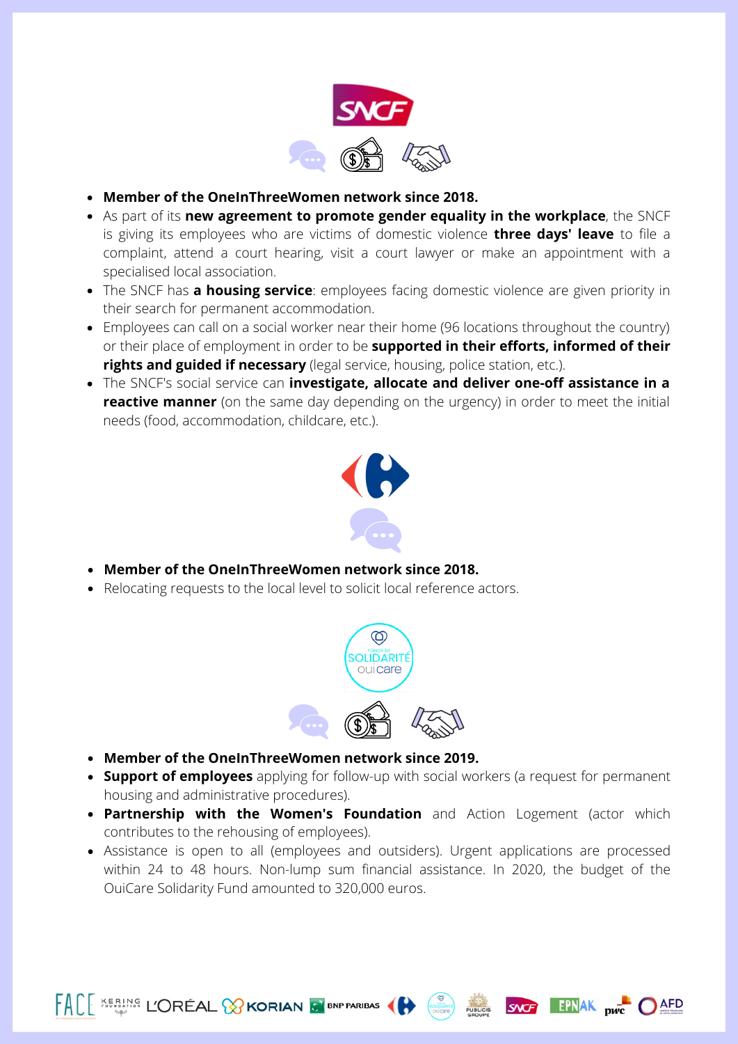- **Member of the OneInThreeWomen network since 2018.**
- As part of its **new agreement to promote gender equality in the workplace**, the SNCF is giving its employees who are victims of domestic violence **three days' leave** to file a complaint, attend a court hearing, visit a court lawyer or make an appointment with a specialised local association.
- The SNCF has **a housing service**: employees facing domestic violence are given priority in their search for permanent accommodation.
- Employees can call on a social worker near their home (96 locations throughout the country) or their place of employment in order to be **supported in their efforts, informed of their rights and guided if necessary** (legal service, housing, police station, etc.).
- The SNCF's social service can **investigate, allocate and deliver one-off assistance in a reactive manner** (on the same day depending on the urgency) in order to meet the initial needs (food, accommodation, childcare, etc.).

- **Member of the OneInThreeWomen network since 2018.**
- Relocating requests to the local level to solicit local reference actors.

- **Member of the OneInThreeWomen network since 2019.**
- **Support of employees** applying for follow-up with social workers (a request for permanent housing and administrative procedures).
- **Partnership with the Women's Foundation** and Action Logement (actor which contributes to the rehousing of employees).
- Assistance is open to all (employees and outsiders). Urgent applications are processed within 24 to 48 hours. Non-lump sum financial assistance. In 2020, the budget of the OuiCare Solidarity Fund amounted to 320,000 euros.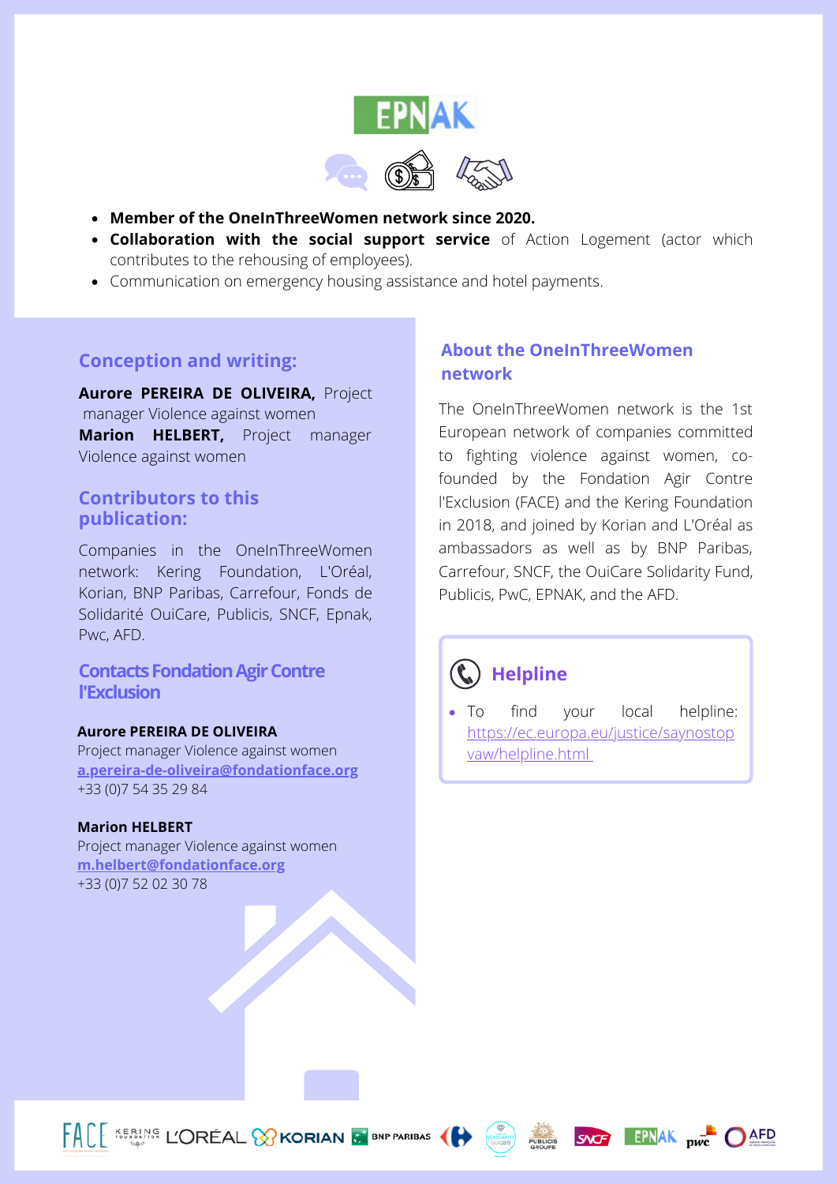EPNAK

- **Member of the OneInThreeWomen network since 2020.**
- **Collaboration with the social support service** of Action Logement (actor which contributes to the rehousing of employees).
- Communication on emergency housing assistance and hotel payments.

## Conception and writing:

**Aurore PEREIRA DE OLIVEIRA,** Project manager Violence against women
**Marion HELBERT,** Project manager Violence against women

## Contributors to this publication:

Companies in the OneInThreeWomen network: Kering Foundation, L'Oréal, Korian, BNP Paribas, Carrefour, Fonds de Solidarité OuiCare, Publicis, SNCF, Epnak, Pwc, AFD.

## Contacts Fondation Agir Contre l'Exclusion

**Aurore PEREIRA DE OLIVEIRA**
Project manager Violence against women
**a.pereira-de-oliveira@fondationface.org**
+33 (0)7 54 35 29 84

**Marion HELBERT**
Project manager Violence against women
**m.helbert@fondationface.org**
+33 (0)7 52 02 30 78

## About the OneInThreeWomen network

The OneInThreeWomen network is the 1st European network of companies committed to fighting violence against women, co-founded by the Fondation Agir Contre l'Exclusion (FACE) and the Kering Foundation in 2018, and joined by Korian and L'Oréal as ambassadors as well as by BNP Paribas, Carrefour, SNCF, the OuiCare Solidarity Fund, Publicis, PwC, EPNAK, and the AFD.

## Helpline

- To find your local helpline: https://ec.europa.eu/justice/saynostopvaw/helpline.html